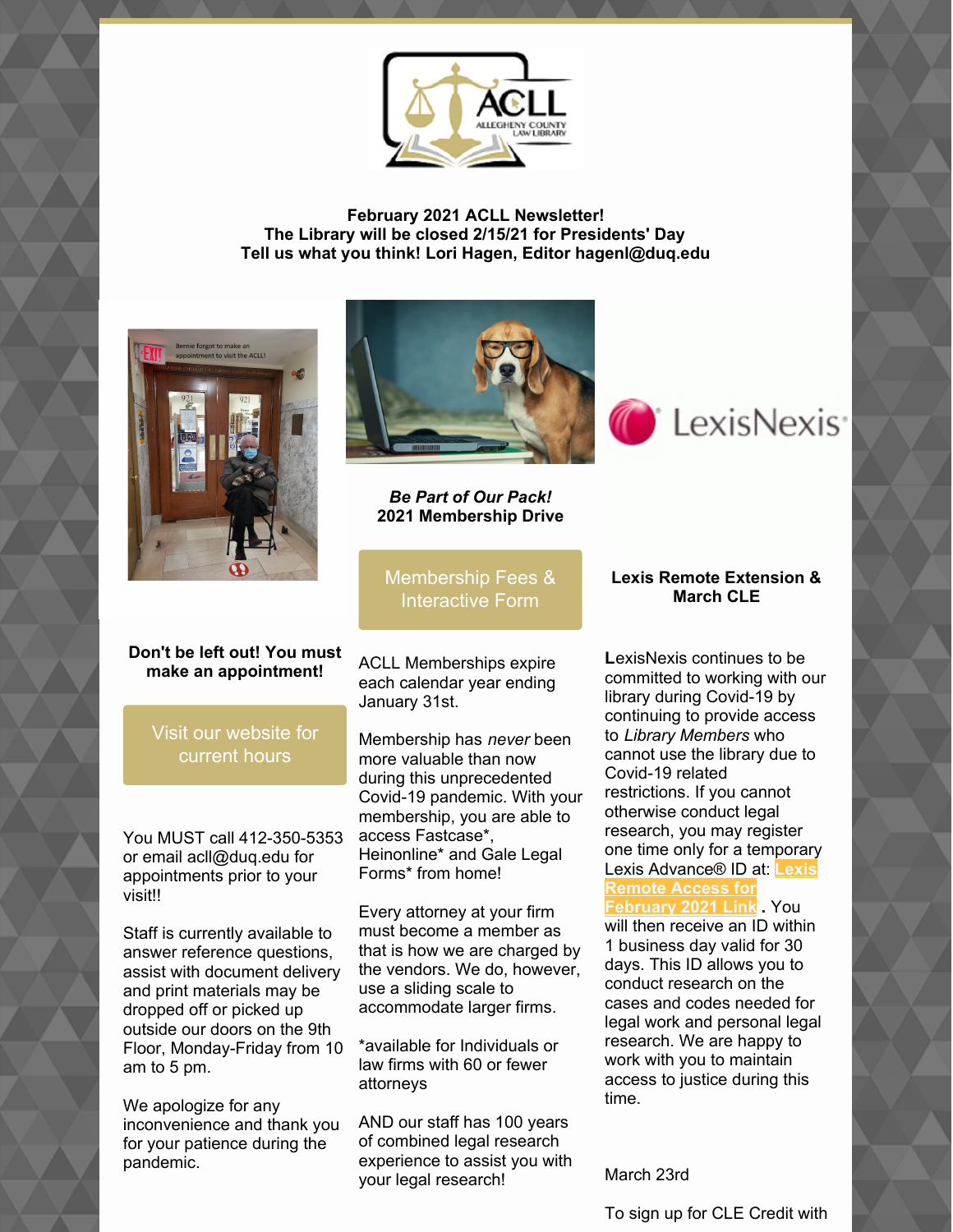**February 2021 ACLL Newsletter!**
**The Library will be closed 2/15/21 for Presidents' Day**
**Tell us what you think! Lori Hagen, Editor hagenl@duq.edu**

**Don't be left out! You must make an appointment!**

Visit our website for current hours

You MUST call 412-350-5353 or email acll@duq.edu for appointments prior to your visit!!

Staff is currently available to answer reference questions, assist with document delivery and print materials may be dropped off or picked up outside our doors on the 9th Floor, Monday-Friday from 10 am to 5 pm.

We apologize for any inconvenience and thank you for your patience during the pandemic.

***Be Part of Our Pack!***
**2021 Membership Drive**

Membership Fees & Interactive Form

ACLL Memberships expire each calendar year ending January 31st.

Membership has *never* been more valuable than now during this unprecedented Covid-19 pandemic. With your membership, you are able to access Fastcase*, Heinonline* and Gale Legal Forms* from home!

Every attorney at your firm must become a member as that is how we are charged by the vendors. We do, however, use a sliding scale to accommodate larger firms.

*available for Individuals or law firms with 60 or fewer attorneys

AND our staff has 100 years of combined legal research experience to assist you with your legal research!

**Lexis Remote Extension & March CLE**

**L**exisNexis continues to be committed to working with our library during Covid-19 by continuing to provide access to *Library Members* who cannot use the library due to Covid-19 related restrictions. If you cannot otherwise conduct legal research, you may register one time only for a temporary Lexis Advance® ID at: **Lexis Remote Access for February 2021 Link**. You will then receive an ID within 1 business day valid for 30 days. This ID allows you to conduct research on the cases and codes needed for legal work and personal legal research. We are happy to work with you to maintain access to justice during this time.

March 23rd

To sign up for CLE Credit with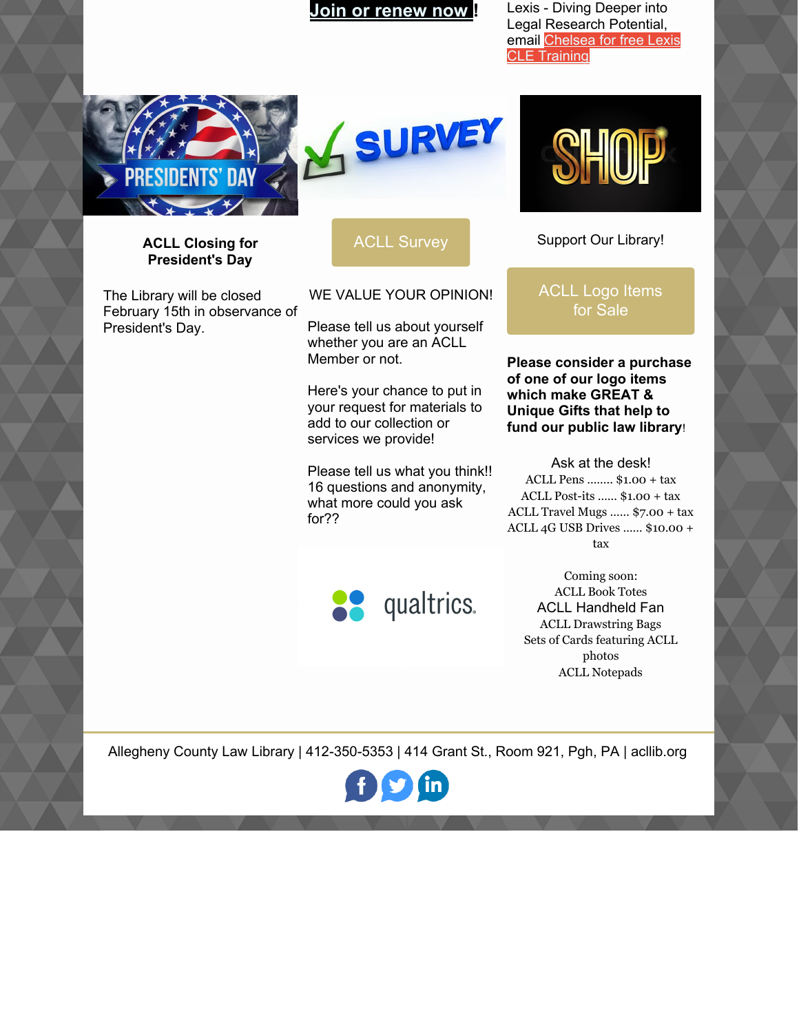Join or renew now!

Lexis - Diving Deeper into Legal Research Potential, email Chelsea for free Lexis CLE Training

**ACLL Closing for President's Day**

The Library will be closed February 15th in observance of President's Day.

ACLL Survey

WE VALUE YOUR OPINION!

Please tell us about yourself whether you are an ACLL Member or not.

Here's your chance to put in your request for materials to add to our collection or services we provide!

Please tell us what you think!! 16 questions and anonymity, what more could you ask for??

Support Our Library!

ACLL Logo Items for Sale

**Please consider a purchase of one of our logo items which make GREAT & Unique Gifts that help to fund our public law library!**

Ask at the desk!
ACLL Pens ........ $1.00 + tax
ACLL Post-its ...... $1.00 + tax
ACLL Travel Mugs ...... $7.00 + tax
ACLL 4G USB Drives ...... $10.00 + tax

Coming soon:
ACLL Book Totes
ACLL Handheld Fan
ACLL Drawstring Bags
Sets of Cards featuring ACLL photos
ACLL Notepads

Allegheny County Law Library | 412-350-5353 | 414 Grant St., Room 921, Pgh, PA | acllib.org